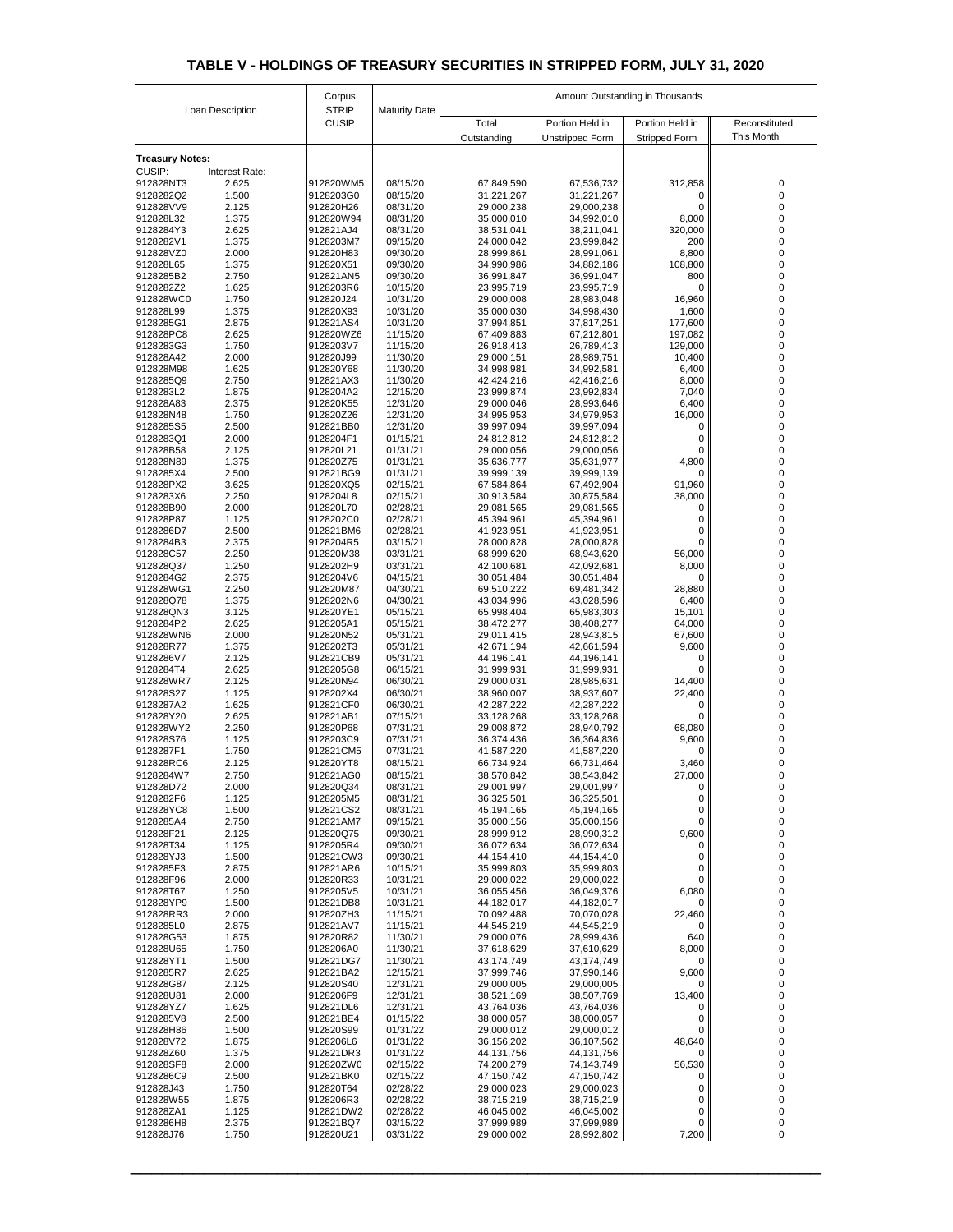# TABLE V - HOLDINGS OF TREASURY SECURITIES IN STRIPPED FORM, JULY 31, 2020

| Loan Description | | Corpus STRIP CUSIP | Maturity Date | Amount Outstanding in Thousands | | | |
|---|---|---|---|---|---|---|---|
| | | | | Total Outstanding | Portion Held in Unstripped Form | Portion Held in Stripped Form | Reconstituted This Month |
| **Treasury Notes:** | | | | | | | |
| CUSIP: | Interest Rate: | | | | | | |
| 912828NT3 | 2.625 | 912820WM5 | 08/15/20 | 67,849,590 | 67,536,732 | 312,858 | 0 |
| 9128282Q2 | 1.500 | 9128203G0 | 08/15/20 | 31,221,267 | 31,221,267 | 0 | 0 |
| 912828VV9 | 2.125 | 912820H26 | 08/31/20 | 29,000,238 | 29,000,238 | 0 | 0 |
| 912828L32 | 1.375 | 912820W94 | 08/31/20 | 35,000,010 | 34,992,010 | 8,000 | 0 |
| 9128284Y3 | 2.625 | 912821AJ4 | 08/31/20 | 38,531,041 | 38,211,041 | 320,000 | 0 |
| 9128282V1 | 1.375 | 9128203M7 | 09/15/20 | 24,000,042 | 23,999,842 | 200 | 0 |
| 912828VZ0 | 2.000 | 912820H83 | 09/30/20 | 28,999,861 | 28,991,061 | 8,800 | 0 |
| 912828L65 | 1.375 | 912820X51 | 09/30/20 | 34,990,986 | 34,882,186 | 108,800 | 0 |
| 9128285B2 | 2.750 | 912821AN5 | 09/30/20 | 36,991,847 | 36,991,047 | 800 | 0 |
| 9128282Z2 | 1.625 | 9128203R6 | 10/15/20 | 23,995,719 | 23,995,719 | 0 | 0 |
| 912828WC0 | 1.750 | 912820J24 | 10/31/20 | 29,000,008 | 28,983,048 | 16,960 | 0 |
| 912828L99 | 1.375 | 912820X93 | 10/31/20 | 35,000,030 | 34,998,430 | 1,600 | 0 |
| 9128285G1 | 2.875 | 912821AS4 | 10/31/20 | 37,994,851 | 37,817,251 | 177,600 | 0 |
| 912828PC8 | 2.625 | 912820WZ6 | 11/15/20 | 67,409,883 | 67,212,801 | 197,082 | 0 |
| 9128283G3 | 1.750 | 9128203V7 | 11/15/20 | 26,918,413 | 26,789,413 | 129,000 | 0 |
| 912828A42 | 2.000 | 912820J99 | 11/30/20 | 29,000,151 | 28,989,751 | 10,400 | 0 |
| 912828M98 | 1.625 | 912820Y68 | 11/30/20 | 34,998,981 | 34,992,581 | 6,400 | 0 |
| 9128285Q9 | 2.750 | 912821AX3 | 11/30/20 | 42,424,216 | 42,416,216 | 8,000 | 0 |
| 9128283L2 | 1.875 | 9128204A2 | 12/15/20 | 23,999,874 | 23,992,834 | 7,040 | 0 |
| 912828A83 | 2.375 | 912820K55 | 12/31/20 | 29,000,046 | 28,993,646 | 6,400 | 0 |
| 912828N48 | 1.750 | 912820Z26 | 12/31/20 | 34,995,953 | 34,979,953 | 16,000 | 0 |
| 9128285S5 | 2.500 | 912821BB0 | 12/31/20 | 39,997,094 | 39,997,094 | 0 | 0 |
| 9128283Q1 | 2.000 | 9128204F1 | 01/15/21 | 24,812,812 | 24,812,812 | 0 | 0 |
| 912828B58 | 2.125 | 912820L21 | 01/31/21 | 29,000,056 | 29,000,056 | 0 | 0 |
| 912828N89 | 1.375 | 912820Z75 | 01/31/21 | 35,636,777 | 35,631,977 | 4,800 | 0 |
| 9128285X4 | 2.500 | 912821BG9 | 01/31/21 | 39,999,139 | 39,999,139 | 0 | 0 |
| 912828PX2 | 3.625 | 912820XQ5 | 02/15/21 | 67,584,864 | 67,492,904 | 91,960 | 0 |
| 9128283X6 | 2.250 | 9128204L8 | 02/15/21 | 30,913,584 | 30,875,584 | 38,000 | 0 |
| 912828B90 | 2.000 | 912820L70 | 02/28/21 | 29,081,565 | 29,081,565 | 0 | 0 |
| 912828P87 | 1.125 | 9128202C0 | 02/28/21 | 45,394,961 | 45,394,961 | 0 | 0 |
| 9128286D7 | 2.500 | 912821BM6 | 02/28/21 | 41,923,951 | 41,923,951 | 0 | 0 |
| 9128284B3 | 2.375 | 9128204R5 | 03/15/21 | 28,000,828 | 28,000,828 | 0 | 0 |
| 912828C57 | 2.250 | 912820M38 | 03/31/21 | 68,999,620 | 68,943,620 | 56,000 | 0 |
| 912828Q37 | 1.250 | 9128202H9 | 03/31/21 | 42,100,681 | 42,092,681 | 8,000 | 0 |
| 9128284G2 | 2.375 | 9128204V6 | 04/15/21 | 30,051,484 | 30,051,484 | 0 | 0 |
| 912828WG1 | 2.250 | 912820M87 | 04/30/21 | 69,510,222 | 69,481,342 | 28,880 | 0 |
| 912828Q78 | 1.375 | 9128202N6 | 04/30/21 | 43,034,996 | 43,028,596 | 6,400 | 0 |
| 912828QN3 | 3.125 | 912820YE1 | 05/15/21 | 65,998,404 | 65,983,303 | 15,101 | 0 |
| 9128284P2 | 2.625 | 9128205A1 | 05/15/21 | 38,472,277 | 38,408,277 | 64,000 | 0 |
| 912828WN6 | 2.000 | 912820N52 | 05/31/21 | 29,011,415 | 28,943,815 | 67,600 | 0 |
| 912828R77 | 1.375 | 9128202T3 | 05/31/21 | 42,671,194 | 42,661,594 | 9,600 | 0 |
| 9128286V7 | 2.125 | 912821CB9 | 05/31/21 | 44,196,141 | 44,196,141 | 0 | 0 |
| 9128284T4 | 2.625 | 9128205G8 | 06/15/21 | 31,999,931 | 31,999,931 | 0 | 0 |
| 912828WR7 | 2.125 | 912820N94 | 06/30/21 | 29,000,031 | 28,985,631 | 14,400 | 0 |
| 912828S27 | 1.125 | 9128202X4 | 06/30/21 | 38,960,007 | 38,937,607 | 22,400 | 0 |
| 9128287A2 | 1.625 | 912821CF0 | 06/30/21 | 42,287,222 | 42,287,222 | 0 | 0 |
| 912828Y20 | 2.625 | 912821AB1 | 07/15/21 | 33,128,268 | 33,128,268 | 0 | 0 |
| 912828WY2 | 2.250 | 912820P68 | 07/31/21 | 29,008,872 | 28,940,792 | 68,080 | 0 |
| 912828S76 | 1.125 | 9128203C9 | 07/31/21 | 36,374,436 | 36,364,836 | 9,600 | 0 |
| 9128287F1 | 1.750 | 912821CM5 | 07/31/21 | 41,587,220 | 41,587,220 | 0 | 0 |
| 912828RC6 | 2.125 | 912820YT8 | 08/15/21 | 66,734,924 | 66,731,464 | 3,460 | 0 |
| 9128284W7 | 2.750 | 912821AG0 | 08/15/21 | 38,570,842 | 38,543,842 | 27,000 | 0 |
| 912828D72 | 2.000 | 912820Q34 | 08/31/21 | 29,001,997 | 29,001,997 | 0 | 0 |
| 9128282F6 | 1.125 | 9128205M5 | 08/31/21 | 36,325,501 | 36,325,501 | 0 | 0 |
| 912828YC8 | 1.500 | 912821CS2 | 08/31/21 | 45,194,165 | 45,194,165 | 0 | 0 |
| 9128285A4 | 2.750 | 912821AM7 | 09/15/21 | 35,000,156 | 35,000,156 | 0 | 0 |
| 912828F21 | 2.125 | 912820Q75 | 09/30/21 | 28,999,912 | 28,990,312 | 9,600 | 0 |
| 912828T34 | 1.125 | 9128205R4 | 09/30/21 | 36,072,634 | 36,072,634 | 0 | 0 |
| 912828YJ3 | 1.500 | 912821CW3 | 09/30/21 | 44,154,410 | 44,154,410 | 0 | 0 |
| 9128285F3 | 2.875 | 912821AR6 | 10/15/21 | 35,999,803 | 35,999,803 | 0 | 0 |
| 912828F96 | 2.000 | 912820R33 | 10/31/21 | 29,000,022 | 29,000,022 | 0 | 0 |
| 912828T67 | 1.250 | 9128205V5 | 10/31/21 | 36,055,456 | 36,049,376 | 6,080 | 0 |
| 912828YP9 | 1.500 | 912821DB8 | 10/31/21 | 44,182,017 | 44,182,017 | 0 | 0 |
| 912828RR3 | 2.000 | 912820ZH3 | 11/15/21 | 70,092,488 | 70,070,028 | 22,460 | 0 |
| 9128285L0 | 2.875 | 912821AV7 | 11/15/21 | 44,545,219 | 44,545,219 | 0 | 0 |
| 912828G53 | 1.875 | 912820R82 | 11/30/21 | 29,000,076 | 28,999,436 | 640 | 0 |
| 912828U65 | 1.750 | 9128206A0 | 11/30/21 | 37,618,629 | 37,610,629 | 8,000 | 0 |
| 912828YT1 | 1.500 | 912821DG7 | 11/30/21 | 43,174,749 | 43,174,749 | 0 | 0 |
| 9128285R7 | 2.625 | 912821BA2 | 12/15/21 | 37,999,746 | 37,990,146 | 9,600 | 0 |
| 912828G87 | 2.125 | 912820S40 | 12/31/21 | 29,000,005 | 29,000,005 | 0 | 0 |
| 912828U81 | 2.000 | 9128206F9 | 12/31/21 | 38,521,169 | 38,507,769 | 13,400 | 0 |
| 912828YZ7 | 1.625 | 912821DL6 | 12/31/21 | 43,764,036 | 43,764,036 | 0 | 0 |
| 9128285V8 | 2.500 | 912821BE4 | 01/15/22 | 38,000,057 | 38,000,057 | 0 | 0 |
| 912828H86 | 1.500 | 912820S99 | 01/31/22 | 29,000,012 | 29,000,012 | 0 | 0 |
| 912828V72 | 1.875 | 9128206L6 | 01/31/22 | 36,156,202 | 36,107,562 | 48,640 | 0 |
| 912828Z60 | 1.375 | 912821DR3 | 01/31/22 | 44,131,756 | 44,131,756 | 0 | 0 |
| 912828SF8 | 2.000 | 912820ZW0 | 02/15/22 | 74,200,279 | 74,143,749 | 56,530 | 0 |
| 9128286C9 | 2.500 | 912821BK0 | 02/15/22 | 47,150,742 | 47,150,742 | 0 | 0 |
| 912828J43 | 1.750 | 912820T64 | 02/28/22 | 29,000,023 | 29,000,023 | 0 | 0 |
| 912828W55 | 1.875 | 9128206R3 | 02/28/22 | 38,715,219 | 38,715,219 | 0 | 0 |
| 912828ZA1 | 1.125 | 912821DW2 | 02/28/22 | 46,045,002 | 46,045,002 | 0 | 0 |
| 9128286H8 | 2.375 | 912821BQ7 | 03/15/22 | 37,999,989 | 37,999,989 | 0 | 0 |
| 912828J76 | 1.750 | 912820U21 | 03/31/22 | 29,000,002 | 28,992,802 | 7,200 | 0 |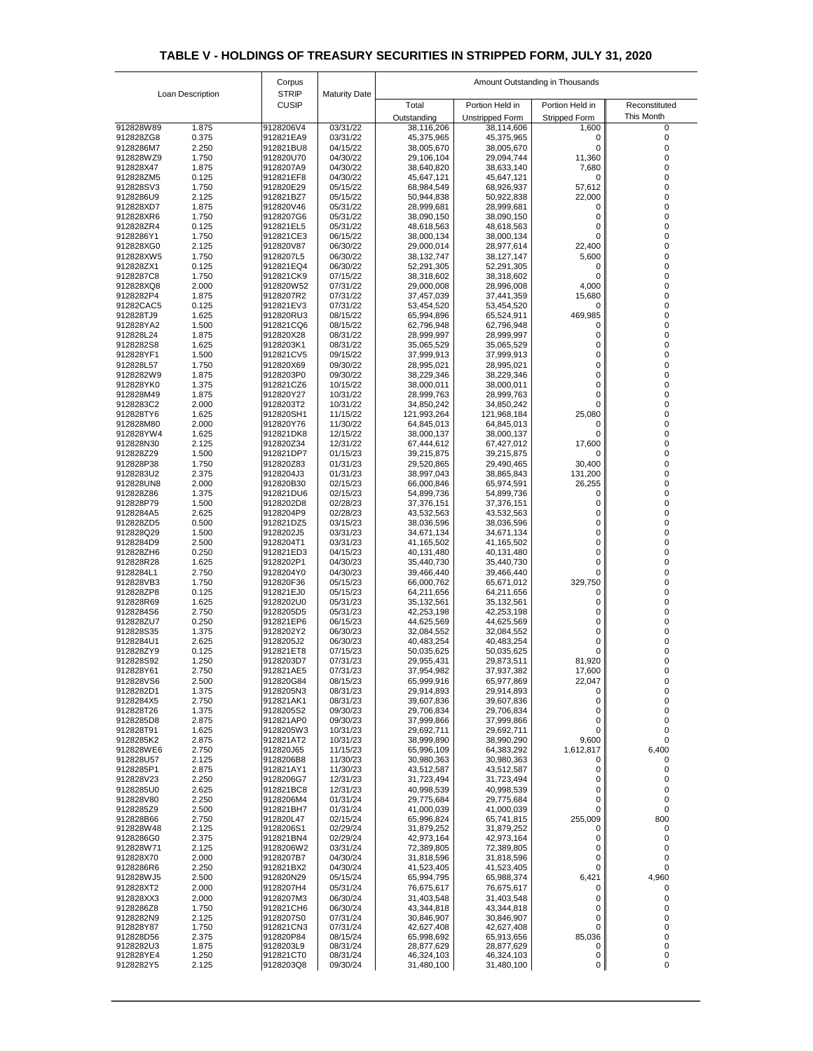# TABLE V - HOLDINGS OF TREASURY SECURITIES IN STRIPPED FORM, JULY 31, 2020

| Loan Description | | Corpus STRIP CUSIP | Maturity Date | Amount Outstanding in Thousands | | | |
|---|---|---|---|---|---|---|---|
| | | | | Total Outstanding | Portion Held in Unstripped Form | Portion Held in Stripped Form | Reconstituted This Month |
| 912828W89 | 1.875 | 9128206V4 | 03/31/22 | 38,116,206 | 38,114,606 | 1,600 | 0 |
| 912828ZG8 | 0.375 | 912821EA9 | 03/31/22 | 45,375,965 | 45,375,965 | 0 | 0 |
| 9128286M7 | 2.250 | 912821BU8 | 04/15/22 | 38,005,670 | 38,005,670 | 0 | 0 |
| 912828WZ9 | 1.750 | 912820U70 | 04/30/22 | 29,106,104 | 29,094,744 | 11,360 | 0 |
| 912828X47 | 1.875 | 9128207A9 | 04/30/22 | 38,640,820 | 38,633,140 | 7,680 | 0 |
| 912828ZM5 | 0.125 | 912821EF8 | 04/30/22 | 45,647,121 | 45,647,121 | 0 | 0 |
| 912828SV3 | 1.750 | 912820E29 | 05/15/22 | 68,984,549 | 68,926,937 | 57,612 | 0 |
| 9128286U9 | 2.125 | 912821BZ7 | 05/15/22 | 50,944,838 | 50,922,838 | 22,000 | 0 |
| 912828XD7 | 1.875 | 912820V46 | 05/31/22 | 28,999,681 | 28,999,681 | 0 | 0 |
| 912828XR6 | 1.750 | 9128207G6 | 05/31/22 | 38,090,150 | 38,090,150 | 0 | 0 |
| 912828ZR4 | 0.125 | 912821EL5 | 05/31/22 | 48,618,563 | 48,618,563 | 0 | 0 |
| 9128286Y1 | 1.750 | 912821CE3 | 06/15/22 | 38,000,134 | 38,000,134 | 0 | 0 |
| 912828XG0 | 2.125 | 912820V87 | 06/30/22 | 29,000,014 | 28,977,614 | 22,400 | 0 |
| 912828XW5 | 1.750 | 9128207L5 | 06/30/22 | 38,132,747 | 38,127,147 | 5,600 | 0 |
| 912828ZX1 | 0.125 | 912821EQ4 | 06/30/22 | 52,291,305 | 52,291,305 | 0 | 0 |
| 9128287C8 | 1.750 | 912821CK9 | 07/15/22 | 38,318,602 | 38,318,602 | 0 | 0 |
| 912828XQ8 | 2.000 | 912820W52 | 07/31/22 | 29,000,008 | 28,996,008 | 4,000 | 0 |
| 9128282P4 | 1.875 | 9128207R2 | 07/31/22 | 37,457,039 | 37,441,359 | 15,680 | 0 |
| 91282CAC5 | 0.125 | 912821EV3 | 07/31/22 | 53,454,520 | 53,454,520 | 0 | 0 |
| 912828TJ9 | 1.625 | 912820RU3 | 08/15/22 | 65,994,896 | 65,524,911 | 469,985 | 0 |
| 912828YA2 | 1.500 | 912821CQ6 | 08/15/22 | 62,796,948 | 62,796,948 | 0 | 0 |
| 912828L24 | 1.875 | 912820X28 | 08/31/22 | 28,999,997 | 28,999,997 | 0 | 0 |
| 9128282S8 | 1.625 | 9128203K1 | 08/31/22 | 35,065,529 | 35,065,529 | 0 | 0 |
| 912828YF1 | 1.500 | 912821CV5 | 09/15/22 | 37,999,913 | 37,999,913 | 0 | 0 |
| 912828L57 | 1.750 | 912820X69 | 09/30/22 | 28,995,021 | 28,995,021 | 0 | 0 |
| 9128282W9 | 1.875 | 9128203P0 | 09/30/22 | 38,229,346 | 38,229,346 | 0 | 0 |
| 912828YK0 | 1.375 | 912821CZ6 | 10/15/22 | 38,000,011 | 38,000,011 | 0 | 0 |
| 912828M49 | 1.875 | 912820Y27 | 10/31/22 | 28,999,763 | 28,999,763 | 0 | 0 |
| 9128283C2 | 2.000 | 9128203T2 | 10/31/22 | 34,850,242 | 34,850,242 | 0 | 0 |
| 912828TY6 | 1.625 | 912820SH1 | 11/15/22 | 121,993,264 | 121,968,184 | 25,080 | 0 |
| 912828M80 | 2.000 | 912820Y76 | 11/30/22 | 64,845,013 | 64,845,013 | 0 | 0 |
| 912828YW4 | 1.625 | 912821DK8 | 12/15/22 | 38,000,137 | 38,000,137 | 0 | 0 |
| 912828N30 | 2.125 | 912820Z34 | 12/31/22 | 67,444,612 | 67,427,012 | 17,600 | 0 |
| 912828Z29 | 1.500 | 912821DP7 | 01/15/23 | 39,215,875 | 39,215,875 | 0 | 0 |
| 912828P38 | 1.750 | 912820Z83 | 01/31/23 | 29,520,865 | 29,490,465 | 30,400 | 0 |
| 9128283U2 | 2.375 | 9128204J3 | 01/31/23 | 38,997,043 | 38,865,843 | 131,200 | 0 |
| 912828UN8 | 2.000 | 912820B30 | 02/15/23 | 66,000,846 | 65,974,591 | 26,255 | 0 |
| 912828Z86 | 1.375 | 912821DU6 | 02/15/23 | 54,899,736 | 54,899,736 | 0 | 0 |
| 912828P79 | 1.500 | 9128202D8 | 02/28/23 | 37,376,151 | 37,376,151 | 0 | 0 |
| 9128284A5 | 2.625 | 9128204P9 | 02/28/23 | 43,532,563 | 43,532,563 | 0 | 0 |
| 912828ZD5 | 0.500 | 912821DZ5 | 03/15/23 | 38,036,596 | 38,036,596 | 0 | 0 |
| 912828Q29 | 1.500 | 9128202J5 | 03/31/23 | 34,671,134 | 34,671,134 | 0 | 0 |
| 9128284D9 | 2.500 | 9128204T1 | 03/31/23 | 41,165,502 | 41,165,502 | 0 | 0 |
| 912828ZH6 | 0.250 | 912821ED3 | 04/15/23 | 40,131,480 | 40,131,480 | 0 | 0 |
| 912828R28 | 1.625 | 9128202P1 | 04/30/23 | 35,440,730 | 35,440,730 | 0 | 0 |
| 9128284L1 | 2.750 | 9128204Y0 | 04/30/23 | 39,466,440 | 39,466,440 | 0 | 0 |
| 912828VB3 | 1.750 | 912820F36 | 05/15/23 | 66,000,762 | 65,671,012 | 329,750 | 0 |
| 912828ZP8 | 0.125 | 912821EJ0 | 05/15/23 | 64,211,656 | 64,211,656 | 0 | 0 |
| 912828R69 | 1.625 | 9128202U0 | 05/31/23 | 35,132,561 | 35,132,561 | 0 | 0 |
| 9128284S6 | 2.750 | 9128205D5 | 05/31/23 | 42,253,198 | 42,253,198 | 0 | 0 |
| 912828ZU7 | 0.250 | 912821EP6 | 06/15/23 | 44,625,569 | 44,625,569 | 0 | 0 |
| 912828S35 | 1.375 | 9128202Y2 | 06/30/23 | 32,084,552 | 32,084,552 | 0 | 0 |
| 9128284U1 | 2.625 | 9128205J2 | 06/30/23 | 40,483,254 | 40,483,254 | 0 | 0 |
| 912828ZY9 | 0.125 | 912821ET8 | 07/15/23 | 50,035,625 | 50,035,625 | 0 | 0 |
| 912828S92 | 1.250 | 9128203D7 | 07/31/23 | 29,955,431 | 29,873,511 | 81,920 | 0 |
| 912828Y61 | 2.750 | 912821AE5 | 07/31/23 | 37,954,982 | 37,937,382 | 17,600 | 0 |
| 912828VS6 | 2.500 | 912820G84 | 08/15/23 | 65,999,916 | 65,977,869 | 22,047 | 0 |
| 9128282D1 | 1.375 | 9128205N3 | 08/31/23 | 29,914,893 | 29,914,893 | 0 | 0 |
| 9128284X5 | 2.750 | 912821AK1 | 08/31/23 | 39,607,836 | 39,607,836 | 0 | 0 |
| 912828T26 | 1.375 | 9128205S2 | 09/30/23 | 29,706,834 | 29,706,834 | 0 | 0 |
| 9128285D8 | 2.875 | 912821AP0 | 09/30/23 | 37,999,866 | 37,999,866 | 0 | 0 |
| 912828T91 | 1.625 | 9128205W3 | 10/31/23 | 29,692,711 | 29,692,711 | 0 | 0 |
| 9128285K2 | 2.875 | 912821AT2 | 10/31/23 | 38,999,890 | 38,990,290 | 9,600 | 0 |
| 912828WE6 | 2.750 | 912820J65 | 11/15/23 | 65,996,109 | 64,383,292 | 1,612,817 | 6,400 |
| 912828U57 | 2.125 | 9128206B8 | 11/30/23 | 30,980,363 | 30,980,363 | 0 | 0 |
| 9128285P1 | 2.875 | 912821AY1 | 11/30/23 | 43,512,587 | 43,512,587 | 0 | 0 |
| 912828V23 | 2.250 | 9128206G7 | 12/31/23 | 31,723,494 | 31,723,494 | 0 | 0 |
| 9128285U0 | 2.625 | 912821BC8 | 12/31/23 | 40,998,539 | 40,998,539 | 0 | 0 |
| 912828V80 | 2.250 | 9128206M4 | 01/31/24 | 29,775,684 | 29,775,684 | 0 | 0 |
| 9128285Z9 | 2.500 | 912821BH7 | 01/31/24 | 41,000,039 | 41,000,039 | 0 | 0 |
| 912828B66 | 2.750 | 912820L47 | 02/15/24 | 65,996,824 | 65,741,815 | 255,009 | 800 |
| 912828W48 | 2.125 | 9128206S1 | 02/29/24 | 31,879,252 | 31,879,252 | 0 | 0 |
| 9128286G0 | 2.375 | 912821BN4 | 02/29/24 | 42,973,164 | 42,973,164 | 0 | 0 |
| 912828W71 | 2.125 | 9128206W2 | 03/31/24 | 72,389,805 | 72,389,805 | 0 | 0 |
| 912828X70 | 2.000 | 9128207B7 | 04/30/24 | 31,818,596 | 31,818,596 | 0 | 0 |
| 9128286R6 | 2.250 | 912821BX2 | 04/30/24 | 41,523,405 | 41,523,405 | 0 | 0 |
| 912828WJ5 | 2.500 | 912820N29 | 05/15/24 | 65,994,795 | 65,988,374 | 6,421 | 4,960 |
| 912828XT2 | 2.000 | 9128207H4 | 05/31/24 | 76,675,617 | 76,675,617 | 0 | 0 |
| 912828XX3 | 2.000 | 9128207M3 | 06/30/24 | 31,403,548 | 31,403,548 | 0 | 0 |
| 9128286Z8 | 1.750 | 912821CH6 | 06/30/24 | 43,344,818 | 43,344,818 | 0 | 0 |
| 9128282N9 | 2.125 | 9128207S0 | 07/31/24 | 30,846,907 | 30,846,907 | 0 | 0 |
| 912828Y87 | 1.750 | 912821CN3 | 07/31/24 | 42,627,408 | 42,627,408 | 0 | 0 |
| 912828D56 | 2.375 | 912820P84 | 08/15/24 | 65,998,692 | 65,913,656 | 85,036 | 0 |
| 9128282U3 | 1.875 | 9128203L9 | 08/31/24 | 28,877,629 | 28,877,629 | 0 | 0 |
| 912828YE4 | 1.250 | 912821CT0 | 08/31/24 | 46,324,103 | 46,324,103 | 0 | 0 |
| 9128282Y5 | 2.125 | 9128203Q8 | 09/30/24 | 31,480,100 | 31,480,100 | 0 | 0 |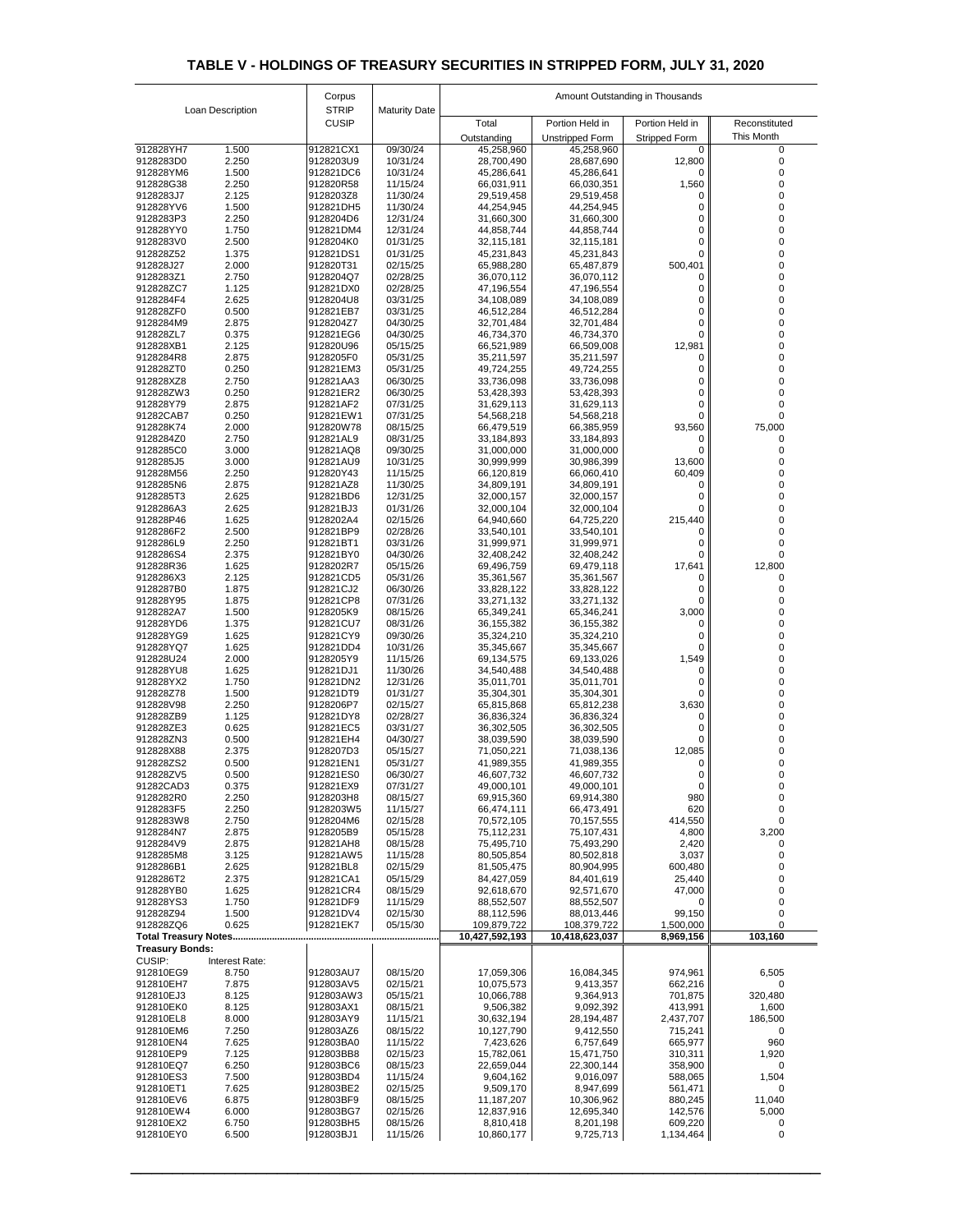## TABLE V - HOLDINGS OF TREASURY SECURITIES IN STRIPPED FORM, JULY 31, 2020

| Loan Description | | Corpus STRIP CUSIP | Maturity Date | Amount Outstanding in Thousands | | | |
|---|---|---|---|---|---|---|---|
| | | | | Total Outstanding | Portion Held in Unstripped Form | Portion Held in Stripped Form | Reconstituted This Month |
| 912828YH7 | 1.500 | 912821CX1 | 09/30/24 | 45,258,960 | 45,258,960 | 0 | 0 |
| 9128283D0 | 2.250 | 9128203U9 | 10/31/24 | 28,700,490 | 28,687,690 | 12,800 | 0 |
| 912828YM6 | 1.500 | 912821DC6 | 10/31/24 | 45,286,641 | 45,286,641 | 0 | 0 |
| 912828G38 | 2.250 | 912820R58 | 11/15/24 | 66,031,911 | 66,030,351 | 1,560 | 0 |
| 9128283J7 | 2.125 | 9128203Z8 | 11/30/24 | 29,519,458 | 29,519,458 | 0 | 0 |
| 912828YV6 | 1.500 | 912821DH5 | 11/30/24 | 44,254,945 | 44,254,945 | 0 | 0 |
| 9128283P3 | 2.250 | 9128204D6 | 12/31/24 | 31,660,300 | 31,660,300 | 0 | 0 |
| 912828YY0 | 1.750 | 912821DM4 | 12/31/24 | 44,858,744 | 44,858,744 | 0 | 0 |
| 9128283V0 | 2.500 | 9128204K0 | 01/31/25 | 32,115,181 | 32,115,181 | 0 | 0 |
| 912828Z52 | 1.375 | 912821DS1 | 01/31/25 | 45,231,843 | 45,231,843 | 0 | 0 |
| 912828J27 | 2.000 | 912820T31 | 02/15/25 | 65,988,280 | 65,487,879 | 500,401 | 0 |
| 9128283Z1 | 2.750 | 9128204Q7 | 02/28/25 | 36,070,112 | 36,070,112 | 0 | 0 |
| 912828ZC7 | 1.125 | 912821DX0 | 02/28/25 | 47,196,554 | 47,196,554 | 0 | 0 |
| 9128284F4 | 2.625 | 9128204U8 | 03/31/25 | 34,108,089 | 34,108,089 | 0 | 0 |
| 912828ZF0 | 0.500 | 912821EB7 | 03/31/25 | 46,512,284 | 46,512,284 | 0 | 0 |
| 9128284M9 | 2.875 | 9128204Z7 | 04/30/25 | 32,701,484 | 32,701,484 | 0 | 0 |
| 912828ZL7 | 0.375 | 912821EG6 | 04/30/25 | 46,734,370 | 46,734,370 | 0 | 0 |
| 912828XB1 | 2.125 | 912820U96 | 05/15/25 | 66,521,989 | 66,509,008 | 12,981 | 0 |
| 9128284R8 | 2.875 | 9128205F0 | 05/31/25 | 35,211,597 | 35,211,597 | 0 | 0 |
| 912828ZT0 | 0.250 | 912821EM3 | 05/31/25 | 49,724,255 | 49,724,255 | 0 | 0 |
| 912828XZ8 | 2.750 | 912821AA3 | 06/30/25 | 33,736,098 | 33,736,098 | 0 | 0 |
| 912828ZW3 | 0.250 | 912821ER2 | 06/30/25 | 53,428,393 | 53,428,393 | 0 | 0 |
| 912828Y79 | 2.875 | 912821AF2 | 07/31/25 | 31,629,113 | 31,629,113 | 0 | 0 |
| 91282CAB7 | 0.250 | 912821EW1 | 07/31/25 | 54,568,218 | 54,568,218 | 0 | 0 |
| 912828K74 | 2.000 | 912820W78 | 08/15/25 | 66,479,519 | 66,385,959 | 93,560 | 75,000 |
| 9128284Z0 | 2.750 | 912821AL9 | 08/31/25 | 33,184,893 | 33,184,893 | 0 | 0 |
| 9128285C0 | 3.000 | 912821AQ8 | 09/30/25 | 31,000,000 | 31,000,000 | 0 | 0 |
| 9128285J5 | 3.000 | 912821AU9 | 10/31/25 | 30,999,999 | 30,986,399 | 13,600 | 0 |
| 912828M56 | 2.250 | 912820Y43 | 11/15/25 | 66,120,819 | 66,060,410 | 60,409 | 0 |
| 9128285N6 | 2.875 | 912821AZ8 | 11/30/25 | 34,809,191 | 34,809,191 | 0 | 0 |
| 9128285T3 | 2.625 | 912821BD6 | 12/31/25 | 32,000,157 | 32,000,157 | 0 | 0 |
| 9128286A3 | 2.625 | 912821BJ3 | 01/31/26 | 32,000,104 | 32,000,104 | 0 | 0 |
| 912828P46 | 1.625 | 9128202A4 | 02/15/26 | 64,940,660 | 64,725,220 | 215,440 | 0 |
| 9128286F2 | 2.500 | 912821BP9 | 02/28/26 | 33,540,101 | 33,540,101 | 0 | 0 |
| 9128286L9 | 2.250 | 912821BT1 | 03/31/26 | 31,999,971 | 31,999,971 | 0 | 0 |
| 9128286S4 | 2.375 | 912821BY0 | 04/30/26 | 32,408,242 | 32,408,242 | 0 | 0 |
| 912828R36 | 1.625 | 9128202R7 | 05/15/26 | 69,496,759 | 69,479,118 | 17,641 | 12,800 |
| 9128286X3 | 2.125 | 912821CD5 | 05/31/26 | 35,361,567 | 35,361,567 | 0 | 0 |
| 9128287B0 | 1.875 | 912821CJ2 | 06/30/26 | 33,828,122 | 33,828,122 | 0 | 0 |
| 912828Y95 | 1.875 | 912821CP8 | 07/31/26 | 33,271,132 | 33,271,132 | 0 | 0 |
| 9128282A7 | 1.500 | 9128205K9 | 08/15/26 | 65,349,241 | 65,346,241 | 3,000 | 0 |
| 912828YD6 | 1.375 | 912821CU7 | 08/31/26 | 36,155,382 | 36,155,382 | 0 | 0 |
| 912828YG9 | 1.625 | 912821CY9 | 09/30/26 | 35,324,210 | 35,324,210 | 0 | 0 |
| 912828YQ7 | 1.625 | 912821DD4 | 10/31/26 | 35,345,667 | 35,345,667 | 0 | 0 |
| 912828U24 | 2.000 | 9128205Y9 | 11/15/26 | 69,134,575 | 69,133,026 | 1,549 | 0 |
| 912828YU8 | 1.625 | 912821DJ1 | 11/30/26 | 34,540,488 | 34,540,488 | 0 | 0 |
| 912828YX2 | 1.750 | 912821DN2 | 12/31/26 | 35,011,701 | 35,011,701 | 0 | 0 |
| 912828Z78 | 1.500 | 912821DT9 | 01/31/27 | 35,304,301 | 35,304,301 | 0 | 0 |
| 912828V98 | 2.250 | 9128206P7 | 02/15/27 | 65,815,868 | 65,812,238 | 3,630 | 0 |
| 912828ZB9 | 1.125 | 912821DY8 | 02/28/27 | 36,836,324 | 36,836,324 | 0 | 0 |
| 912828ZE3 | 0.625 | 912821EC5 | 03/31/27 | 36,302,505 | 36,302,505 | 0 | 0 |
| 912828ZN3 | 0.500 | 912821EH4 | 04/30/27 | 38,039,590 | 38,039,590 | 0 | 0 |
| 912828X88 | 2.375 | 9128207D3 | 05/15/27 | 71,050,221 | 71,038,136 | 12,085 | 0 |
| 912828ZS2 | 0.500 | 912821EN1 | 05/31/27 | 41,989,355 | 41,989,355 | 0 | 0 |
| 912828ZV5 | 0.500 | 912821ES0 | 06/30/27 | 46,607,732 | 46,607,732 | 0 | 0 |
| 91282CAD3 | 0.375 | 912821EX9 | 07/31/27 | 49,000,101 | 49,000,101 | 0 | 0 |
| 9128282R0 | 2.250 | 9128203H8 | 08/15/27 | 69,915,360 | 69,914,380 | 980 | 0 |
| 9128283F5 | 2.250 | 9128203W5 | 11/15/27 | 66,474,111 | 66,473,491 | 620 | 0 |
| 9128283W8 | 2.750 | 9128204M6 | 02/15/28 | 70,572,105 | 70,157,555 | 414,550 | 0 |
| 9128284N7 | 2.875 | 9128205B9 | 05/15/28 | 75,112,231 | 75,107,431 | 4,800 | 3,200 |
| 9128284V9 | 2.875 | 912821AH8 | 08/15/28 | 75,495,710 | 75,493,290 | 2,420 | 0 |
| 9128285M8 | 3.125 | 912821AW5 | 11/15/28 | 80,505,854 | 80,502,818 | 3,037 | 0 |
| 9128286B1 | 2.625 | 912821BL8 | 02/15/29 | 81,505,475 | 80,904,995 | 600,480 | 0 |
| 9128286T2 | 2.375 | 912821CA1 | 05/15/29 | 84,427,059 | 84,401,619 | 25,440 | 0 |
| 912828YB0 | 1.625 | 912821CR4 | 08/15/29 | 92,618,670 | 92,571,670 | 47,000 | 0 |
| 912828YS3 | 1.750 | 912821DF9 | 11/15/29 | 88,552,507 | 88,552,507 | 0 | 0 |
| 912828Z94 | 1.500 | 912821DV4 | 02/15/30 | 88,112,596 | 88,013,446 | 99,150 | 0 |
| 912828ZQ6 | 0.625 | 912821EK7 | 05/15/30 | 109,879,722 | 108,379,722 | 1,500,000 | 0 |
| **Total Treasury Notes** | | | | **10,427,592,193** | **10,418,623,037** | **8,969,156** | **103,160** |
| **Treasury Bonds:** | | | | | | | |
| CUSIP: | Interest Rate: | | | | | | |
| 912810EG9 | 8.750 | 912803AU7 | 08/15/20 | 17,059,306 | 16,084,345 | 974,961 | 6,505 |
| 912810EH7 | 7.875 | 912803AV5 | 02/15/21 | 10,075,573 | 9,413,357 | 662,216 | 0 |
| 912810EJ3 | 8.125 | 912803AW3 | 05/15/21 | 10,066,788 | 9,364,913 | 701,875 | 320,480 |
| 912810EK0 | 8.125 | 912803AX1 | 08/15/21 | 9,506,382 | 9,092,392 | 413,991 | 1,600 |
| 912810EL8 | 8.000 | 912803AY9 | 11/15/21 | 30,632,194 | 28,194,487 | 2,437,707 | 186,500 |
| 912810EM6 | 7.250 | 912803AZ6 | 08/15/22 | 10,127,790 | 9,412,550 | 715,241 | 0 |
| 912810EN4 | 7.625 | 912803BA0 | 11/15/22 | 7,423,626 | 6,757,649 | 665,977 | 960 |
| 912810EP9 | 7.125 | 912803BB8 | 02/15/23 | 15,782,061 | 15,471,750 | 310,311 | 1,920 |
| 912810EQ7 | 6.250 | 912803BC6 | 08/15/23 | 22,659,044 | 22,300,144 | 358,900 | 0 |
| 912810ES3 | 7.500 | 912803BD4 | 11/15/24 | 9,604,162 | 9,016,097 | 588,065 | 1,504 |
| 912810ET1 | 7.625 | 912803BE2 | 02/15/25 | 9,509,170 | 8,947,699 | 561,471 | 0 |
| 912810EV6 | 6.875 | 912803BF9 | 08/15/25 | 11,187,207 | 10,306,962 | 880,245 | 11,040 |
| 912810EW4 | 6.000 | 912803BG7 | 02/15/26 | 12,837,916 | 12,695,340 | 142,576 | 5,000 |
| 912810EX2 | 6.750 | 912803BH5 | 08/15/26 | 8,810,418 | 8,201,198 | 609,220 | 0 |
| 912810EY0 | 6.500 | 912803BJ1 | 11/15/26 | 10,860,177 | 9,725,713 | 1,134,464 | 0 |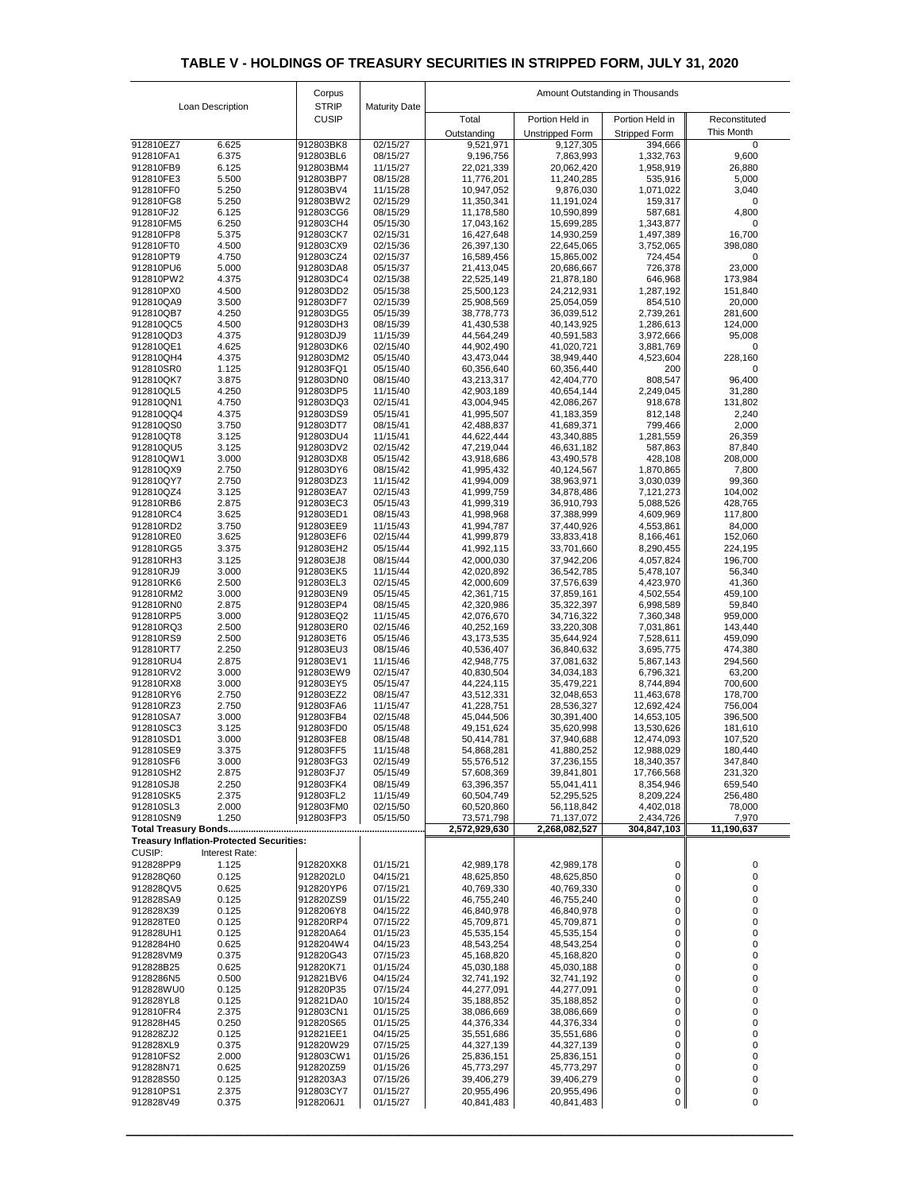## TABLE V - HOLDINGS OF TREASURY SECURITIES IN STRIPPED FORM, JULY 31, 2020

| Loan Description | | Corpus STRIP CUSIP | Maturity Date | Amount Outstanding in Thousands | | | |
|---|---|---|---|---|---|---|---|
| | | | | Total Outstanding | Portion Held in Unstripped Form | Portion Held in Stripped Form | Reconstituted This Month |
| 912810EZ7 | 6.625 | 912803BK8 | 02/15/27 | 9,521,971 | 9,127,305 | 394,666 | 0 |
| 912810FA1 | 6.375 | 912803BL6 | 08/15/27 | 9,196,756 | 7,863,993 | 1,332,763 | 9,600 |
| 912810FB9 | 6.125 | 912803BM4 | 11/15/27 | 22,021,339 | 20,062,420 | 1,958,919 | 26,880 |
| 912810FE3 | 5.500 | 912803BP7 | 08/15/28 | 11,776,201 | 11,240,285 | 535,916 | 5,000 |
| 912810FF0 | 5.250 | 912803BV4 | 11/15/28 | 10,947,052 | 9,876,030 | 1,071,022 | 3,040 |
| 912810FG8 | 5.250 | 912803BW2 | 02/15/29 | 11,350,341 | 11,191,024 | 159,317 | 0 |
| 912810FJ2 | 6.125 | 912803CG6 | 08/15/29 | 11,178,580 | 10,590,899 | 587,681 | 4,800 |
| 912810FM5 | 6.250 | 912803CH4 | 05/15/30 | 17,043,162 | 15,699,285 | 1,343,877 | 0 |
| 912810FP8 | 5.375 | 912803CK7 | 02/15/31 | 16,427,648 | 14,930,259 | 1,497,389 | 16,700 |
| 912810FT0 | 4.500 | 912803CX9 | 02/15/36 | 26,397,130 | 22,645,065 | 3,752,065 | 398,080 |
| 912810PT9 | 4.750 | 912803CZ4 | 02/15/37 | 16,589,456 | 15,865,002 | 724,454 | 0 |
| 912810PU6 | 5.000 | 912803DA8 | 05/15/37 | 21,413,045 | 20,686,667 | 726,378 | 23,000 |
| 912810PW2 | 4.375 | 912803DC4 | 02/15/38 | 22,525,149 | 21,878,180 | 646,968 | 173,984 |
| 912810PX0 | 4.500 | 912803DD2 | 05/15/38 | 25,500,123 | 24,212,931 | 1,287,192 | 151,840 |
| 912810QA9 | 3.500 | 912803DF7 | 02/15/39 | 25,908,569 | 25,054,059 | 854,510 | 20,000 |
| 912810QB7 | 4.250 | 912803DG5 | 05/15/39 | 38,778,773 | 36,039,512 | 2,739,261 | 281,600 |
| 912810QC5 | 4.500 | 912803DH3 | 08/15/39 | 41,430,538 | 40,143,925 | 1,286,613 | 124,000 |
| 912810QD3 | 4.375 | 912803DJ9 | 11/15/39 | 44,564,249 | 40,591,583 | 3,972,666 | 95,008 |
| 912810QE1 | 4.625 | 912803DK6 | 02/15/40 | 44,902,490 | 41,020,721 | 3,881,769 | 0 |
| 912810QH4 | 4.375 | 912803DM2 | 05/15/40 | 43,473,044 | 38,949,440 | 4,523,604 | 228,160 |
| 912810SR0 | 1.125 | 912803FQ1 | 05/15/40 | 60,356,640 | 60,356,440 | 200 | 0 |
| 912810QK7 | 3.875 | 912803DN0 | 08/15/40 | 43,213,317 | 42,404,770 | 808,547 | 96,400 |
| 912810QL5 | 4.250 | 912803DP5 | 11/15/40 | 42,903,189 | 40,654,144 | 2,249,045 | 31,280 |
| 912810QN1 | 4.750 | 912803DQ3 | 02/15/41 | 43,004,945 | 42,086,267 | 918,678 | 131,802 |
| 912810QQ4 | 4.375 | 912803DS9 | 05/15/41 | 41,995,507 | 41,183,359 | 812,148 | 2,240 |
| 912810QS0 | 3.750 | 912803DT7 | 08/15/41 | 42,488,837 | 41,689,371 | 799,466 | 2,000 |
| 912810QT8 | 3.125 | 912803DU4 | 11/15/41 | 44,622,444 | 43,340,885 | 1,281,559 | 26,359 |
| 912810QU5 | 3.125 | 912803DV2 | 02/15/42 | 47,219,044 | 46,631,182 | 587,863 | 87,840 |
| 912810QW1 | 3.000 | 912803DX8 | 05/15/42 | 43,918,686 | 43,490,578 | 428,108 | 208,000 |
| 912810QX9 | 2.750 | 912803DY6 | 08/15/42 | 41,995,432 | 40,124,567 | 1,870,865 | 7,800 |
| 912810QY7 | 2.750 | 912803DZ3 | 11/15/42 | 41,994,009 | 38,963,971 | 3,030,039 | 99,360 |
| 912810QZ4 | 3.125 | 912803EA7 | 02/15/43 | 41,999,759 | 34,878,486 | 7,121,273 | 104,002 |
| 912810RB6 | 2.875 | 912803EC3 | 05/15/43 | 41,999,319 | 36,910,793 | 5,088,526 | 428,765 |
| 912810RC4 | 3.625 | 912803ED1 | 08/15/43 | 41,998,968 | 37,388,999 | 4,609,969 | 117,800 |
| 912810RD2 | 3.750 | 912803EE9 | 11/15/43 | 41,994,787 | 37,440,926 | 4,553,861 | 84,000 |
| 912810RE0 | 3.625 | 912803EF6 | 02/15/44 | 41,999,879 | 33,833,418 | 8,166,461 | 152,060 |
| 912810RG5 | 3.375 | 912803EH2 | 05/15/44 | 41,992,115 | 33,701,660 | 8,290,455 | 224,195 |
| 912810RH3 | 3.125 | 912803EJ8 | 08/15/44 | 42,000,030 | 37,942,206 | 4,057,824 | 196,700 |
| 912810RJ9 | 3.000 | 912803EK5 | 11/15/44 | 42,020,892 | 36,542,785 | 5,478,107 | 56,340 |
| 912810RK6 | 2.500 | 912803EL3 | 02/15/45 | 42,000,609 | 37,576,639 | 4,423,970 | 41,360 |
| 912810RM2 | 3.000 | 912803EN9 | 05/15/45 | 42,361,715 | 37,859,161 | 4,502,554 | 459,100 |
| 912810RN0 | 2.875 | 912803EP4 | 08/15/45 | 42,320,986 | 35,322,397 | 6,998,589 | 59,840 |
| 912810RP5 | 3.000 | 912803EQ2 | 11/15/45 | 42,076,670 | 34,716,322 | 7,360,348 | 959,000 |
| 912810RQ3 | 2.500 | 912803ER0 | 02/15/46 | 40,252,169 | 33,220,308 | 7,031,861 | 143,440 |
| 912810RS9 | 2.500 | 912803ET6 | 05/15/46 | 43,173,535 | 35,644,924 | 7,528,611 | 459,090 |
| 912810RT7 | 2.250 | 912803EU3 | 08/15/46 | 40,536,407 | 36,840,632 | 3,695,775 | 474,380 |
| 912810RU4 | 2.875 | 912803EV1 | 11/15/46 | 42,948,775 | 37,081,632 | 5,867,143 | 294,560 |
| 912810RV2 | 3.000 | 912803EW9 | 02/15/47 | 40,830,504 | 34,034,183 | 6,796,321 | 63,200 |
| 912810RX8 | 3.000 | 912803EY5 | 05/15/47 | 44,224,115 | 35,479,221 | 8,744,894 | 700,600 |
| 912810RY6 | 2.750 | 912803EZ2 | 08/15/47 | 43,512,331 | 32,048,653 | 11,463,678 | 178,700 |
| 912810RZ3 | 2.750 | 912803FA6 | 11/15/47 | 41,228,751 | 28,536,327 | 12,692,424 | 756,004 |
| 912810SA7 | 3.000 | 912803FB4 | 02/15/48 | 45,044,506 | 30,391,400 | 14,653,105 | 396,500 |
| 912810SC3 | 3.125 | 912803FD0 | 05/15/48 | 49,151,624 | 35,620,998 | 13,530,626 | 181,610 |
| 912810SD1 | 3.000 | 912803FE8 | 08/15/48 | 50,414,781 | 37,940,688 | 12,474,093 | 107,520 |
| 912810SE9 | 3.375 | 912803FF5 | 11/15/48 | 54,868,281 | 41,880,252 | 12,988,029 | 180,440 |
| 912810SF6 | 3.000 | 912803FG3 | 02/15/49 | 55,576,512 | 37,236,155 | 18,340,357 | 347,840 |
| 912810SH2 | 2.875 | 912803FJ7 | 05/15/49 | 57,608,369 | 39,841,801 | 17,766,568 | 231,320 |
| 912810SJ8 | 2.250 | 912803FK4 | 08/15/49 | 63,396,357 | 55,041,411 | 8,354,946 | 659,540 |
| 912810SK5 | 2.375 | 912803FL2 | 11/15/49 | 60,504,749 | 52,295,525 | 8,209,224 | 256,480 |
| 912810SL3 | 2.000 | 912803FM0 | 02/15/50 | 60,520,860 | 56,118,842 | 4,402,018 | 78,000 |
| 912810SN9 | 1.250 | 912803FP3 | 05/15/50 | 73,571,798 | 71,137,072 | 2,434,726 | 7,970 |
| **Total Treasury Bonds** | | | | **2,572,929,630** | **2,268,082,527** | **304,847,103** | **11,190,637** |
| **Treasury Inflation-Protected Securities:** | | | | | | | |
| CUSIP: | Interest Rate: | | | | | | |
| 912828PP9 | 1.125 | 912820XK8 | 01/15/21 | 42,989,178 | 42,989,178 | 0 | 0 |
| 912828Q60 | 0.125 | 9128202L0 | 04/15/21 | 48,625,850 | 48,625,850 | 0 | 0 |
| 912828QV5 | 0.625 | 912820YP6 | 07/15/21 | 40,769,330 | 40,769,330 | 0 | 0 |
| 912828SA9 | 0.125 | 912820ZS9 | 01/15/22 | 46,755,240 | 46,755,240 | 0 | 0 |
| 912828X39 | 0.125 | 9128206Y8 | 04/15/22 | 46,840,978 | 46,840,978 | 0 | 0 |
| 912828TE0 | 0.125 | 912820RP4 | 07/15/22 | 45,709,871 | 45,709,871 | 0 | 0 |
| 912828UH1 | 0.125 | 912820A64 | 01/15/23 | 45,535,154 | 45,535,154 | 0 | 0 |
| 9128284H0 | 0.625 | 9128204W4 | 04/15/23 | 48,543,254 | 48,543,254 | 0 | 0 |
| 912828VM9 | 0.375 | 912820G43 | 07/15/23 | 45,168,820 | 45,168,820 | 0 | 0 |
| 912828B25 | 0.625 | 912820K71 | 01/15/24 | 45,030,188 | 45,030,188 | 0 | 0 |
| 9128286N5 | 0.500 | 912821BV6 | 04/15/24 | 32,741,192 | 32,741,192 | 0 | 0 |
| 912828WU0 | 0.125 | 912820P35 | 07/15/24 | 44,277,091 | 44,277,091 | 0 | 0 |
| 912828YL8 | 0.125 | 912821DA0 | 10/15/24 | 35,188,852 | 35,188,852 | 0 | 0 |
| 912810FR4 | 2.375 | 912803CN1 | 01/15/25 | 38,086,669 | 38,086,669 | 0 | 0 |
| 912828H45 | 0.250 | 912820S65 | 01/15/25 | 44,376,334 | 44,376,334 | 0 | 0 |
| 912828ZJ2 | 0.125 | 912821EE1 | 04/15/25 | 35,551,686 | 35,551,686 | 0 | 0 |
| 912828XL9 | 0.375 | 912820W29 | 07/15/25 | 44,327,139 | 44,327,139 | 0 | 0 |
| 912810FS2 | 2.000 | 912803CW1 | 01/15/26 | 25,836,151 | 25,836,151 | 0 | 0 |
| 912828N71 | 0.625 | 912820Z59 | 01/15/26 | 45,773,297 | 45,773,297 | 0 | 0 |
| 912828S50 | 0.125 | 9128203A3 | 07/15/26 | 39,406,279 | 39,406,279 | 0 | 0 |
| 912810PS1 | 2.375 | 912803CY7 | 01/15/27 | 20,955,496 | 20,955,496 | 0 | 0 |
| 912828V49 | 0.375 | 9128206J1 | 01/15/27 | 40,841,483 | 40,841,483 | 0 | 0 |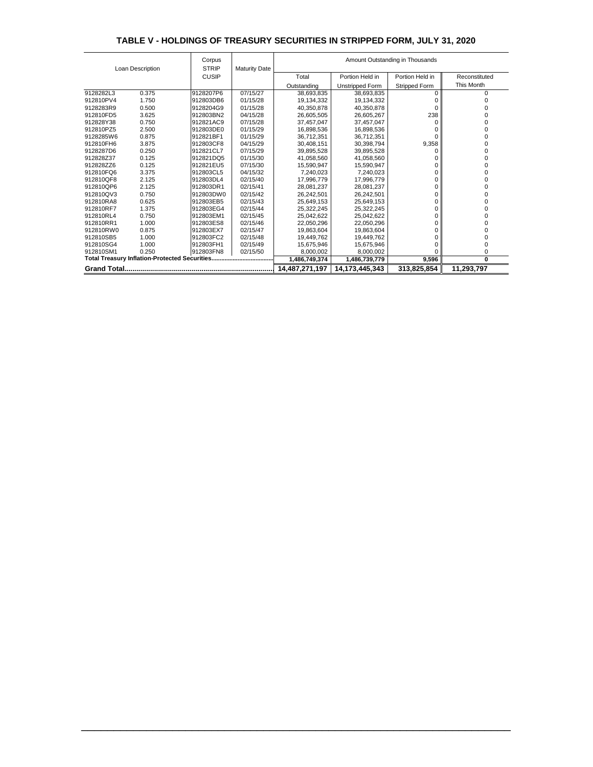# TABLE V - HOLDINGS OF TREASURY SECURITIES IN STRIPPED FORM, JULY 31, 2020

| Loan Description | | Corpus STRIP CUSIP | Maturity Date | Amount Outstanding in Thousands | | | |
|---|---|---|---|---|---|---|---|
| | | | | Total Outstanding | Portion Held in Unstripped Form | Portion Held in Stripped Form | Reconstituted This Month |
| 9128282L3 | 0.375 | 9128207P6 | 07/15/27 | 38,693,835 | 38,693,835 | 0 | 0 |
| 912810PV4 | 1.750 | 912803DB6 | 01/15/28 | 19,134,332 | 19,134,332 | 0 | 0 |
| 9128283R9 | 0.500 | 9128204G9 | 01/15/28 | 40,350,878 | 40,350,878 | 0 | 0 |
| 912810FD5 | 3.625 | 912803BN2 | 04/15/28 | 26,605,505 | 26,605,267 | 238 | 0 |
| 912828Y38 | 0.750 | 912821AC9 | 07/15/28 | 37,457,047 | 37,457,047 | 0 | 0 |
| 912810PZ5 | 2.500 | 912803DE0 | 01/15/29 | 16,898,536 | 16,898,536 | 0 | 0 |
| 9128285W6 | 0.875 | 912821BF1 | 01/15/29 | 36,712,351 | 36,712,351 | 0 | 0 |
| 912810FH6 | 3.875 | 912803CF8 | 04/15/29 | 30,408,151 | 30,398,794 | 9,358 | 0 |
| 9128287D6 | 0.250 | 912821CL7 | 07/15/29 | 39,895,528 | 39,895,528 | 0 | 0 |
| 912828Z37 | 0.125 | 912821DQ5 | 01/15/30 | 41,058,560 | 41,058,560 | 0 | 0 |
| 912828ZZ6 | 0.125 | 912821EU5 | 07/15/30 | 15,590,947 | 15,590,947 | 0 | 0 |
| 912810FQ6 | 3.375 | 912803CL5 | 04/15/32 | 7,240,023 | 7,240,023 | 0 | 0 |
| 912810QF8 | 2.125 | 912803DL4 | 02/15/40 | 17,996,779 | 17,996,779 | 0 | 0 |
| 912810QP6 | 2.125 | 912803DR1 | 02/15/41 | 28,081,237 | 28,081,237 | 0 | 0 |
| 912810QV3 | 0.750 | 912803DW0 | 02/15/42 | 26,242,501 | 26,242,501 | 0 | 0 |
| 912810RA8 | 0.625 | 912803EB5 | 02/15/43 | 25,649,153 | 25,649,153 | 0 | 0 |
| 912810RF7 | 1.375 | 912803EG4 | 02/15/44 | 25,322,245 | 25,322,245 | 0 | 0 |
| 912810RL4 | 0.750 | 912803EM1 | 02/15/45 | 25,042,622 | 25,042,622 | 0 | 0 |
| 912810RR1 | 1.000 | 912803ES8 | 02/15/46 | 22,050,296 | 22,050,296 | 0 | 0 |
| 912810RW0 | 0.875 | 912803EX7 | 02/15/47 | 19,863,604 | 19,863,604 | 0 | 0 |
| 912810SB5 | 1.000 | 912803FC2 | 02/15/48 | 19,449,762 | 19,449,762 | 0 | 0 |
| 912810SG4 | 1.000 | 912803FH1 | 02/15/49 | 15,675,946 | 15,675,946 | 0 | 0 |
| 912810SM1 | 0.250 | 912803FN8 | 02/15/50 | 8,000,002 | 8,000,002 | 0 | 0 |
| **Total Treasury Inflation-Protected Securities....................................** | | | | **1,486,749,374** | **1,486,739,779** | **9,596** | **0** |
| **Grand Total.............................................................................** | | | | **14,487,271,197** | **14,173,445,343** | **313,825,854** | **11,293,797** |